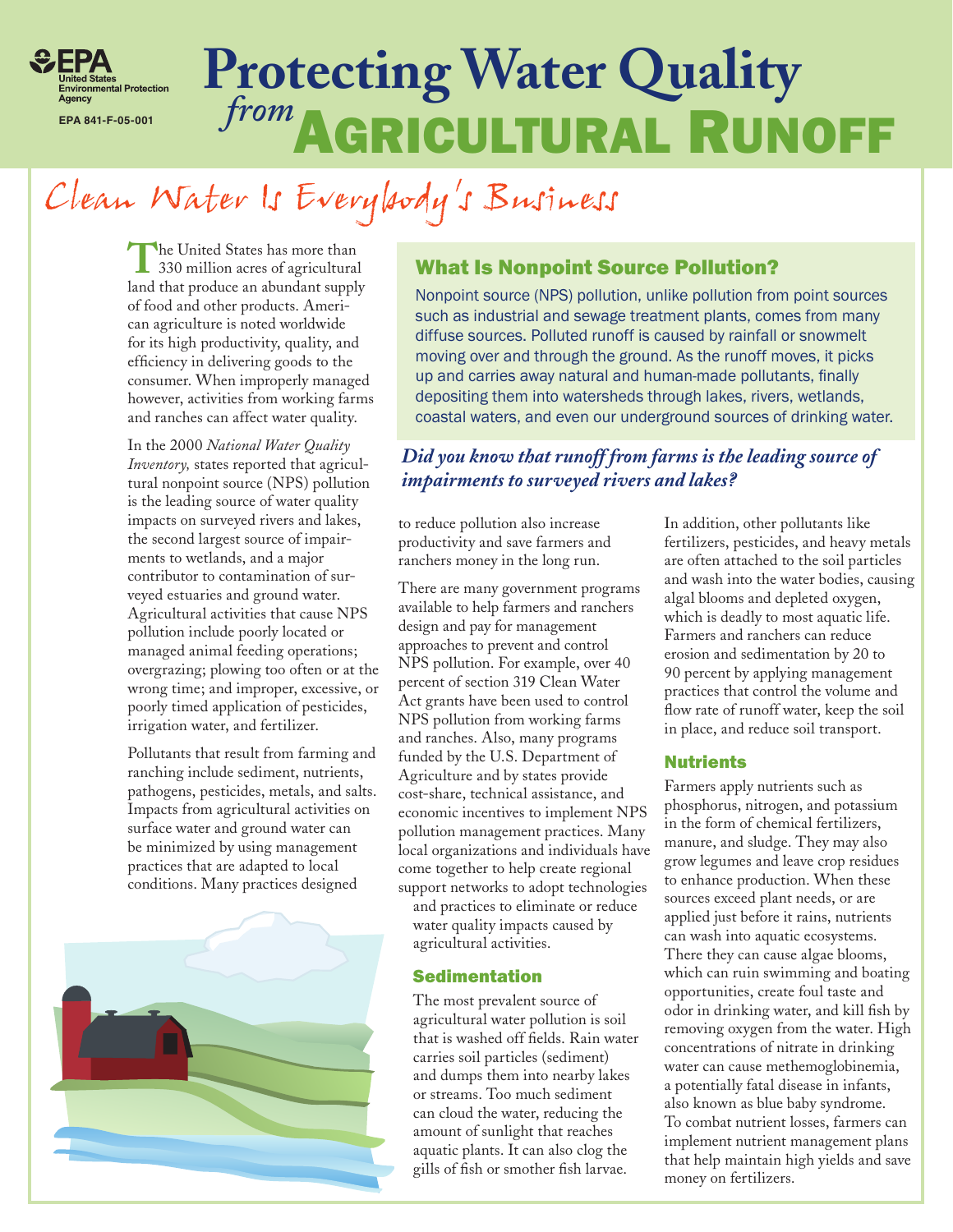EPA

United States Environmental Protection Agency

EPA 841-F-05-001

# Protecting Water Quality *from* Agricultural Runoff

## Clean Water Is Everybody's Business

The United States has more than 330 million acres of agricultural land that produce an abundant supply of food and other products. American agriculture is noted worldwide for its high productivity, quality, and efficiency in delivering goods to the consumer. When improperly managed however, activities from working farms and ranches can affect water quality.

In the 2000 *National Water Quality Inventory,* states reported that agricultural nonpoint source (NPS) pollution is the leading source of water quality impacts on surveyed rivers and lakes, the second largest source of impairments to wetlands, and a major contributor to contamination of surveyed estuaries and ground water. Agricultural activities that cause NPS pollution include poorly located or managed animal feeding operations; overgrazing; plowing too often or at the wrong time; and improper, excessive, or poorly timed application of pesticides, irrigation water, and fertilizer.

Pollutants that result from farming and ranching include sediment, nutrients, pathogens, pesticides, metals, and salts. Impacts from agricultural activities on surface water and ground water can be minimized by using management practices that are adapted to local conditions. Many practices designed to reduce pollution also increase productivity and save farmers and ranchers money in the long run.

There are many government programs available to help farmers and ranchers design and pay for management approaches to prevent and control NPS pollution. For example, over 40 percent of section 319 Clean Water Act grants have been used to control NPS pollution from working farms and ranches. Also, many programs funded by the U.S. Department of Agriculture and by states provide cost-share, technical assistance, and economic incentives to implement NPS pollution management practices. Many local organizations and individuals have come together to help create regional support networks to adopt technologies and practices to eliminate or reduce water quality impacts caused by agricultural activities.

### What Is Nonpoint Source Pollution?

Nonpoint source (NPS) pollution, unlike pollution from point sources such as industrial and sewage treatment plants, comes from many diffuse sources. Polluted runoff is caused by rainfall or snowmelt moving over and through the ground. As the runoff moves, it picks up and carries away natural and human-made pollutants, finally depositing them into watersheds through lakes, rivers, wetlands, coastal waters, and even our underground sources of drinking water.

***Did you know that runoff from farms is the leading source of impairments to surveyed rivers and lakes?***

### Sedimentation

The most prevalent source of agricultural water pollution is soil that is washed off fields. Rain water carries soil particles (sediment) and dumps them into nearby lakes or streams. Too much sediment can cloud the water, reducing the amount of sunlight that reaches aquatic plants. It can also clog the gills of fish or smother fish larvae. In addition, other pollutants like fertilizers, pesticides, and heavy metals are often attached to the soil particles and wash into the water bodies, causing algal blooms and depleted oxygen, which is deadly to most aquatic life. Farmers and ranchers can reduce erosion and sedimentation by 20 to 90 percent by applying management practices that control the volume and flow rate of runoff water, keep the soil in place, and reduce soil transport.

### Nutrients

Farmers apply nutrients such as phosphorus, nitrogen, and potassium in the form of chemical fertilizers, manure, and sludge. They may also grow legumes and leave crop residues to enhance production. When these sources exceed plant needs, or are applied just before it rains, nutrients can wash into aquatic ecosystems. There they can cause algae blooms, which can ruin swimming and boating opportunities, create foul taste and odor in drinking water, and kill fish by removing oxygen from the water. High concentrations of nitrate in drinking water can cause methemoglobinemia, a potentially fatal disease in infants, also known as blue baby syndrome. To combat nutrient losses, farmers can implement nutrient management plans that help maintain high yields and save money on fertilizers.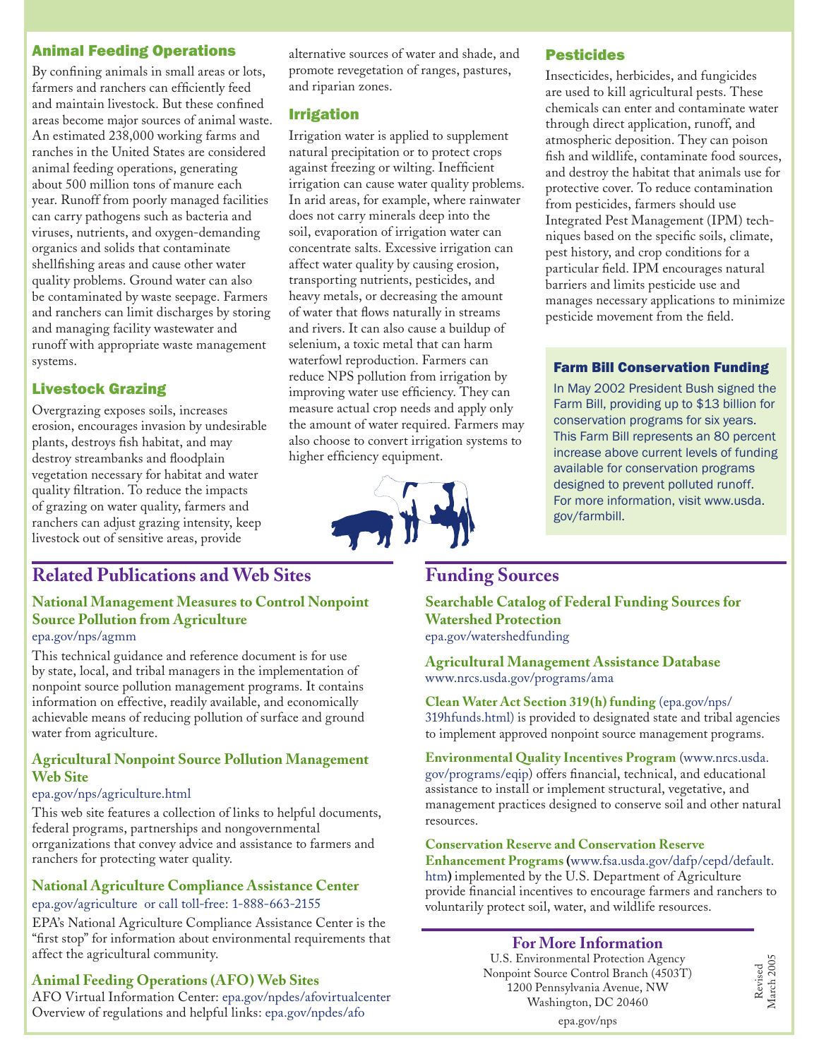## Animal Feeding Operations

By confining animals in small areas or lots, farmers and ranchers can efficiently feed and maintain livestock. But these confined areas become major sources of animal waste. An estimated 238,000 working farms and ranches in the United States are considered animal feeding operations, generating about 500 million tons of manure each year. Runoff from poorly managed facilities can carry pathogens such as bacteria and viruses, nutrients, and oxygen-demanding organics and solids that contaminate shellfishing areas and cause other water quality problems. Ground water can also be contaminated by waste seepage. Farmers and ranchers can limit discharges by storing and managing facility wastewater and runoff with appropriate waste management systems.

## Livestock Grazing

Overgrazing exposes soils, increases erosion, encourages invasion by undesirable plants, destroys fish habitat, and may destroy streambanks and floodplain vegetation necessary for habitat and water quality filtration. To reduce the impacts of grazing on water quality, farmers and ranchers can adjust grazing intensity, keep livestock out of sensitive areas, provide alternative sources of water and shade, and promote revegetation of ranges, pastures, and riparian zones.

## Irrigation

Irrigation water is applied to supplement natural precipitation or to protect crops against freezing or wilting. Inefficient irrigation can cause water quality problems. In arid areas, for example, where rainwater does not carry minerals deep into the soil, evaporation of irrigation water can concentrate salts. Excessive irrigation can affect water quality by causing erosion, transporting nutrients, pesticides, and heavy metals, or decreasing the amount of water that flows naturally in streams and rivers. It can also cause a buildup of selenium, a toxic metal that can harm waterfowl reproduction. Farmers can reduce NPS pollution from irrigation by improving water use efficiency. They can measure actual crop needs and apply only the amount of water required. Farmers may also choose to convert irrigation systems to higher efficiency equipment.

## Pesticides

Insecticides, herbicides, and fungicides are used to kill agricultural pests. These chemicals can enter and contaminate water through direct application, runoff, and atmospheric deposition. They can poison fish and wildlife, contaminate food sources, and destroy the habitat that animals use for protective cover. To reduce contamination from pesticides, farmers should use Integrated Pest Management (IPM) techniques based on the specific soils, climate, pest history, and crop conditions for a particular field. IPM encourages natural barriers and limits pesticide use and manages necessary applications to minimize pesticide movement from the field.

### Farm Bill Conservation Funding

In May 2002 President Bush signed the Farm Bill, providing up to $13 billion for conservation programs for six years. This Farm Bill represents an 80 percent increase above current levels of funding available for conservation programs designed to prevent polluted runoff. For more information, visit www.usda.gov/farmbill.

# Related Publications and Web Sites

### National Management Measures to Control Nonpoint Source Pollution from Agriculture

epa.gov/nps/agmm

This technical guidance and reference document is for use by state, local, and tribal managers in the implementation of nonpoint source pollution management programs. It contains information on effective, readily available, and economically achievable means of reducing pollution of surface and ground water from agriculture.

### Agricultural Nonpoint Source Pollution Management Web Site

epa.gov/nps/agriculture.html

This web site features a collection of links to helpful documents, federal programs, partnerships and nongovernmental orrganizations that convey advice and assistance to farmers and ranchers for protecting water quality.

### National Agriculture Compliance Assistance Center

epa.gov/agriculture or call toll-free: 1-888-663-2155

EPA's National Agriculture Compliance Assistance Center is the "first stop" for information about environmental requirements that affect the agricultural community.

### Animal Feeding Operations (AFO) Web Sites

AFO Virtual Information Center: epa.gov/npdes/afovirtualcenter
Overview of regulations and helpful links: epa.gov/npdes/afo

# Funding Sources

### Searchable Catalog of Federal Funding Sources for Watershed Protection

epa.gov/watershedfunding

### Agricultural Management Assistance Database

www.nrcs.usda.gov/programs/ama

**Clean Water Act Section 319(h) funding** (epa.gov/nps/319hfunds.html) is provided to designated state and tribal agencies to implement approved nonpoint source management programs.

**Environmental Quality Incentives Program** (www.nrcs.usda.gov/programs/eqip) offers financial, technical, and educational assistance to install or implement structural, vegetative, and management practices designed to conserve soil and other natural resources.

**Conservation Reserve and Conservation Reserve Enhancement Programs** (www.fsa.usda.gov/dafp/cepd/default.htm) implemented by the U.S. Department of Agriculture provide financial incentives to encourage farmers and ranchers to voluntarily protect soil, water, and wildlife resources.

### For More Information

U.S. Environmental Protection Agency
Nonpoint Source Control Branch (4503T)
1200 Pennsylvania Avenue, NW
Washington, DC 20460

epa.gov/nps

Revised March 2005